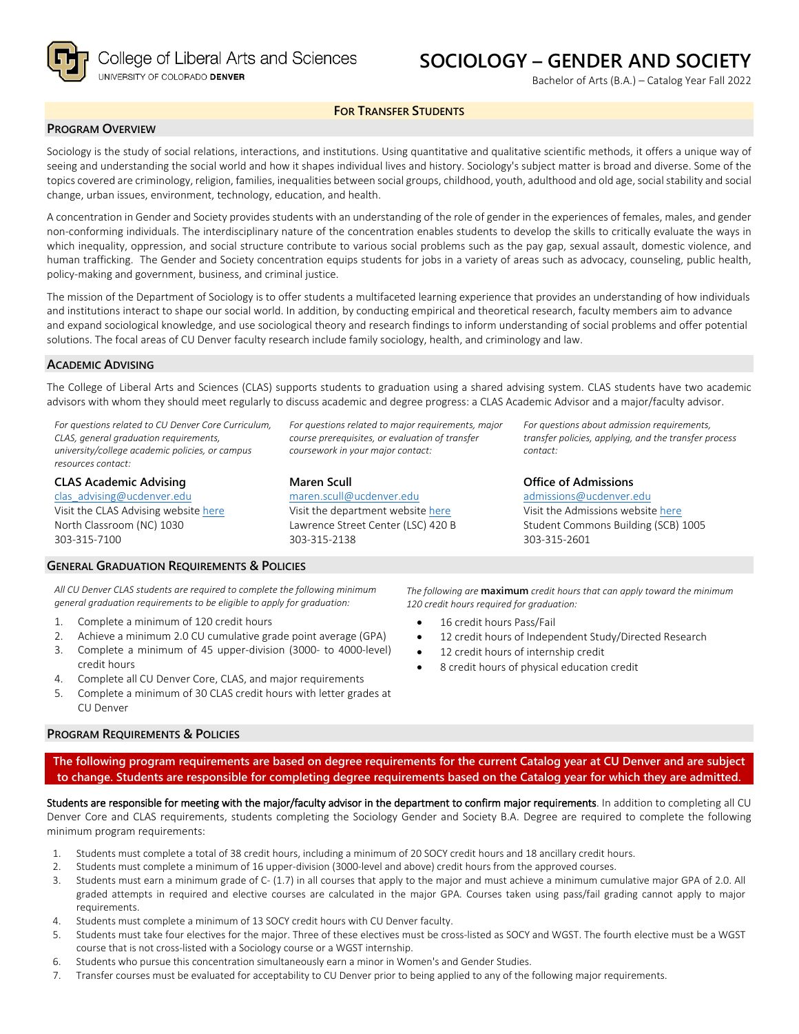College of Liberal Arts and Sciences
UNIVERSITY OF COLORADO **DENVER**

# SOCIOLOGY – GENDER AND SOCIETY

Bachelor of Arts (B.A.) – Catalog Year Fall 2022

**FOR TRANSFER STUDENTS**

## PROGRAM OVERVIEW

Sociology is the study of social relations, interactions, and institutions. Using quantitative and qualitative scientific methods, it offers a unique way of seeing and understanding the social world and how it shapes individual lives and history. Sociology's subject matter is broad and diverse. Some of the topics covered are criminology, religion, families, inequalities between social groups, childhood, youth, adulthood and old age, social stability and social change, urban issues, environment, technology, education, and health.

A concentration in Gender and Society provides students with an understanding of the role of gender in the experiences of females, males, and gender non-conforming individuals. The interdisciplinary nature of the concentration enables students to develop the skills to critically evaluate the ways in which inequality, oppression, and social structure contribute to various social problems such as the pay gap, sexual assault, domestic violence, and human trafficking. The Gender and Society concentration equips students for jobs in a variety of areas such as advocacy, counseling, public health, policy-making and government, business, and criminal justice.

The mission of the Department of Sociology is to offer students a multifaceted learning experience that provides an understanding of how individuals and institutions interact to shape our social world. In addition, by conducting empirical and theoretical research, faculty members aim to advance and expand sociological knowledge, and use sociological theory and research findings to inform understanding of social problems and offer potential solutions. The focal areas of CU Denver faculty research include family sociology, health, and criminology and law.

## ACADEMIC ADVISING

The College of Liberal Arts and Sciences (CLAS) supports students to graduation using a shared advising system. CLAS students have two academic advisors with whom they should meet regularly to discuss academic and degree progress: a CLAS Academic Advisor and a major/faculty advisor.

*For questions related to CU Denver Core Curriculum, CLAS, general graduation requirements, university/college academic policies, or campus resources contact:*

**CLAS Academic Advising**
clas_advising@ucdenver.edu
Visit the CLAS Advising website here
North Classroom (NC) 1030
303-315-7100

*For questions related to major requirements, major course prerequisites, or evaluation of transfer coursework in your major contact:*

**Maren Scull**
maren.scull@ucdenver.edu
Visit the department website here
Lawrence Street Center (LSC) 420 B
303-315-2138

*For questions about admission requirements, transfer policies, applying, and the transfer process contact:*

**Office of Admissions**
admissions@ucdenver.edu
Visit the Admissions website here
Student Commons Building (SCB) 1005
303-315-2601

## GENERAL GRADUATION REQUIREMENTS & POLICIES

*All CU Denver CLAS students are required to complete the following minimum general graduation requirements to be eligible to apply for graduation:*

1. Complete a minimum of 120 credit hours
2. Achieve a minimum 2.0 CU cumulative grade point average (GPA)
3. Complete a minimum of 45 upper-division (3000- to 4000-level) credit hours
4. Complete all CU Denver Core, CLAS, and major requirements
5. Complete a minimum of 30 CLAS credit hours with letter grades at CU Denver

*The following are* **maximum** *credit hours that can apply toward the minimum 120 credit hours required for graduation:*

- 16 credit hours Pass/Fail
- 12 credit hours of Independent Study/Directed Research
- 12 credit hours of internship credit
- 8 credit hours of physical education credit

## PROGRAM REQUIREMENTS & POLICIES

**The following program requirements are based on degree requirements for the current Catalog year at CU Denver and are subject to change. Students are responsible for completing degree requirements based on the Catalog year for which they are admitted.**

Students are responsible for meeting with the major/faculty advisor in the department to confirm major requirements. In addition to completing all CU Denver Core and CLAS requirements, students completing the Sociology Gender and Society B.A. Degree are required to complete the following minimum program requirements:

1. Students must complete a total of 38 credit hours, including a minimum of 20 SOCY credit hours and 18 ancillary credit hours.
2. Students must complete a minimum of 16 upper-division (3000-level and above) credit hours from the approved courses.
3. Students must earn a minimum grade of C- (1.7) in all courses that apply to the major and must achieve a minimum cumulative major GPA of 2.0. All graded attempts in required and elective courses are calculated in the major GPA. Courses taken using pass/fail grading cannot apply to major requirements.
4. Students must complete a minimum of 13 SOCY credit hours with CU Denver faculty.
5. Students must take four electives for the major. Three of these electives must be cross-listed as SOCY and WGST. The fourth elective must be a WGST course that is not cross-listed with a Sociology course or a WGST internship.
6. Students who pursue this concentration simultaneously earn a minor in Women's and Gender Studies.
7. Transfer courses must be evaluated for acceptability to CU Denver prior to being applied to any of the following major requirements.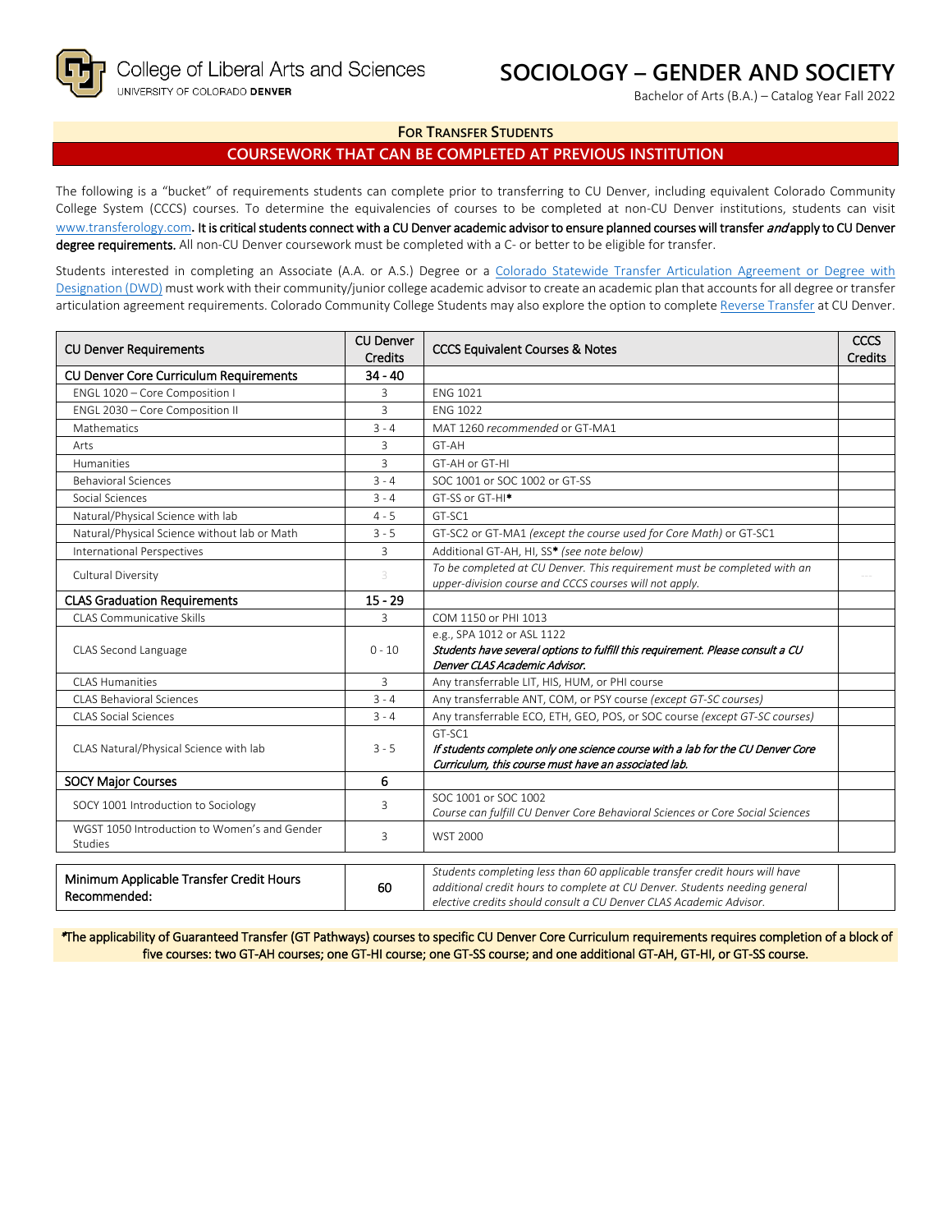College of Liberal Arts and Sciences
UNIVERSITY OF COLORADO DENVER

# SOCIOLOGY – GENDER AND SOCIETY

Bachelor of Arts (B.A.) – Catalog Year Fall 2022

## FOR TRANSFER STUDENTS

## COURSEWORK THAT CAN BE COMPLETED AT PREVIOUS INSTITUTION

The following is a "bucket" of requirements students can complete prior to transferring to CU Denver, including equivalent Colorado Community College System (CCCS) courses. To determine the equivalencies of courses to be completed at non-CU Denver institutions, students can visit www.transferology.com. **It is critical students connect with a CU Denver academic advisor to ensure planned courses will transfer *and* apply to CU Denver degree requirements.** All non-CU Denver coursework must be completed with a C- or better to be eligible for transfer.

Students interested in completing an Associate (A.A. or A.S.) Degree or a Colorado Statewide Transfer Articulation Agreement or Degree with Designation (DWD) must work with their community/junior college academic advisor to create an academic plan that accounts for all degree or transfer articulation agreement requirements. Colorado Community College Students may also explore the option to complete Reverse Transfer at CU Denver.

| CU Denver Requirements | CU Denver Credits | CCCS Equivalent Courses & Notes | CCCS Credits |
|---|---|---|---|
| **CU Denver Core Curriculum Requirements** | **34 - 40** | | |
| ENGL 1020 – Core Composition I | 3 | ENG 1021 | |
| ENGL 2030 – Core Composition II | 3 | ENG 1022 | |
| Mathematics | 3 - 4 | MAT 1260 *recommended* or GT-MA1 | |
| Arts | 3 | GT-AH | |
| Humanities | 3 | GT-AH or GT-HI | |
| Behavioral Sciences | 3 - 4 | SOC 1001 or SOC 1002 or GT-SS | |
| Social Sciences | 3 - 4 | GT-SS or GT-HI* | |
| Natural/Physical Science with lab | 4 - 5 | GT-SC1 | |
| Natural/Physical Science without lab or Math | 3 - 5 | GT-SC2 or GT-MA1 *(except the course used for Core Math)* or GT-SC1 | |
| International Perspectives | 3 | Additional GT-AH, HI, SS* *(see note below)* | |
| Cultural Diversity | 3 | *To be completed at CU Denver. This requirement must be completed with an upper-division course and CCCS courses will not apply.* | --- |
| **CLAS Graduation Requirements** | **15 - 29** | | |
| CLAS Communicative Skills | 3 | COM 1150 or PHI 1013 | |
| CLAS Second Language | 0 - 10 | e.g., SPA 1012 or ASL 1122 ***Students have several options to fulfill this requirement. Please consult a CU Denver CLAS Academic Advisor.*** | |
| CLAS Humanities | 3 | Any transferrable LIT, HIS, HUM, or PHI course | |
| CLAS Behavioral Sciences | 3 - 4 | Any transferrable ANT, COM, or PSY course *(except GT-SC courses)* | |
| CLAS Social Sciences | 3 - 4 | Any transferrable ECO, ETH, GEO, POS, or SOC course *(except GT-SC courses)* | |
| CLAS Natural/Physical Science with lab | 3 - 5 | GT-SC1 ***If students complete only one science course with a lab for the CU Denver Core Curriculum, this course must have an associated lab.*** | |
| **SOCY Major Courses** | **6** | | |
| SOCY 1001 Introduction to Sociology | 3 | SOC 1001 or SOC 1002 *Course can fulfill CU Denver Core Behavioral Sciences or Core Social Sciences* | |
| WGST 1050 Introduction to Women's and Gender Studies | 3 | WST 2000 | |
| **Minimum Applicable Transfer Credit Hours Recommended:** | **60** | *Students completing less than 60 applicable transfer credit hours will have additional credit hours to complete at CU Denver. Students needing general elective credits should consult a CU Denver CLAS Academic Advisor.* | |

*The applicability of Guaranteed Transfer (GT Pathways) courses to specific CU Denver Core Curriculum requirements requires completion of a block of five courses: two GT-AH courses; one GT-HI course; one GT-SS course; and one additional GT-AH, GT-HI, or GT-SS course.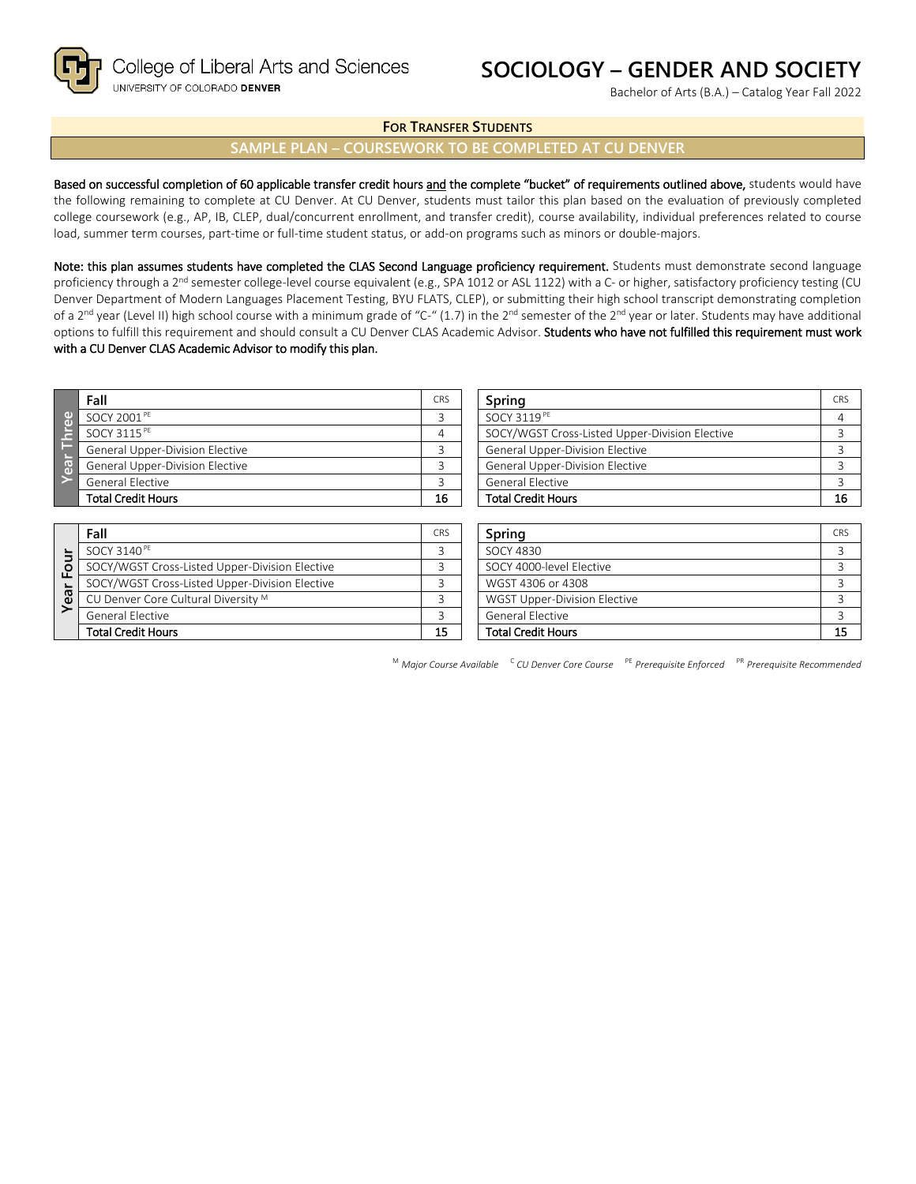College of Liberal Arts and Sciences
UNIVERSITY OF COLORADO DENVER

# SOCIOLOGY – GENDER AND SOCIETY

Bachelor of Arts (B.A.) – Catalog Year Fall 2022

## FOR TRANSFER STUDENTS

## SAMPLE PLAN – COURSEWORK TO BE COMPLETED AT CU DENVER

**Based on successful completion of 60 applicable transfer credit hours and the complete "bucket" of requirements outlined above,** students would have the following remaining to complete at CU Denver. At CU Denver, students must tailor this plan based on the evaluation of previously completed college coursework (e.g., AP, IB, CLEP, dual/concurrent enrollment, and transfer credit), course availability, individual preferences related to course load, summer term courses, part-time or full-time student status, or add-on programs such as minors or double-majors.

**Note: this plan assumes students have completed the CLAS Second Language proficiency requirement.** Students must demonstrate second language proficiency through a 2nd semester college-level course equivalent (e.g., SPA 1012 or ASL 1122) with a C- or higher, satisfactory proficiency testing (CU Denver Department of Modern Languages Placement Testing, BYU FLATS, CLEP), or submitting their high school transcript demonstrating completion of a 2nd year (Level II) high school course with a minimum grade of "C-" (1.7) in the 2nd semester of the 2nd year or later. Students may have additional options to fulfill this requirement and should consult a CU Denver CLAS Academic Advisor. **Students who have not fulfilled this requirement must work with a CU Denver CLAS Academic Advisor to modify this plan.**

### Year Three

| Fall | CRS |
|---|---|
| SOCY 2001 PE | 3 |
| SOCY 3115 PE | 4 |
| General Upper-Division Elective | 3 |
| General Upper-Division Elective | 3 |
| General Elective | 3 |
| **Total Credit Hours** | **16** |

| Spring | CRS |
|---|---|
| SOCY 3119 PE | 4 |
| SOCY/WGST Cross-Listed Upper-Division Elective | 3 |
| General Upper-Division Elective | 3 |
| General Upper-Division Elective | 3 |
| General Elective | 3 |
| **Total Credit Hours** | **16** |

### Year Four

| Fall | CRS |
|---|---|
| SOCY 3140 PE | 3 |
| SOCY/WGST Cross-Listed Upper-Division Elective | 3 |
| SOCY/WGST Cross-Listed Upper-Division Elective | 3 |
| CU Denver Core Cultural Diversity M | 3 |
| General Elective | 3 |
| **Total Credit Hours** | **15** |

| Spring | CRS |
|---|---|
| SOCY 4830 | 3 |
| SOCY 4000-level Elective | 3 |
| WGST 4306 or 4308 | 3 |
| WGST Upper-Division Elective | 3 |
| General Elective | 3 |
| **Total Credit Hours** | **15** |

M *Major Course Available* C *CU Denver Core Course* PE *Prerequisite Enforced* PR *Prerequisite Recommended*